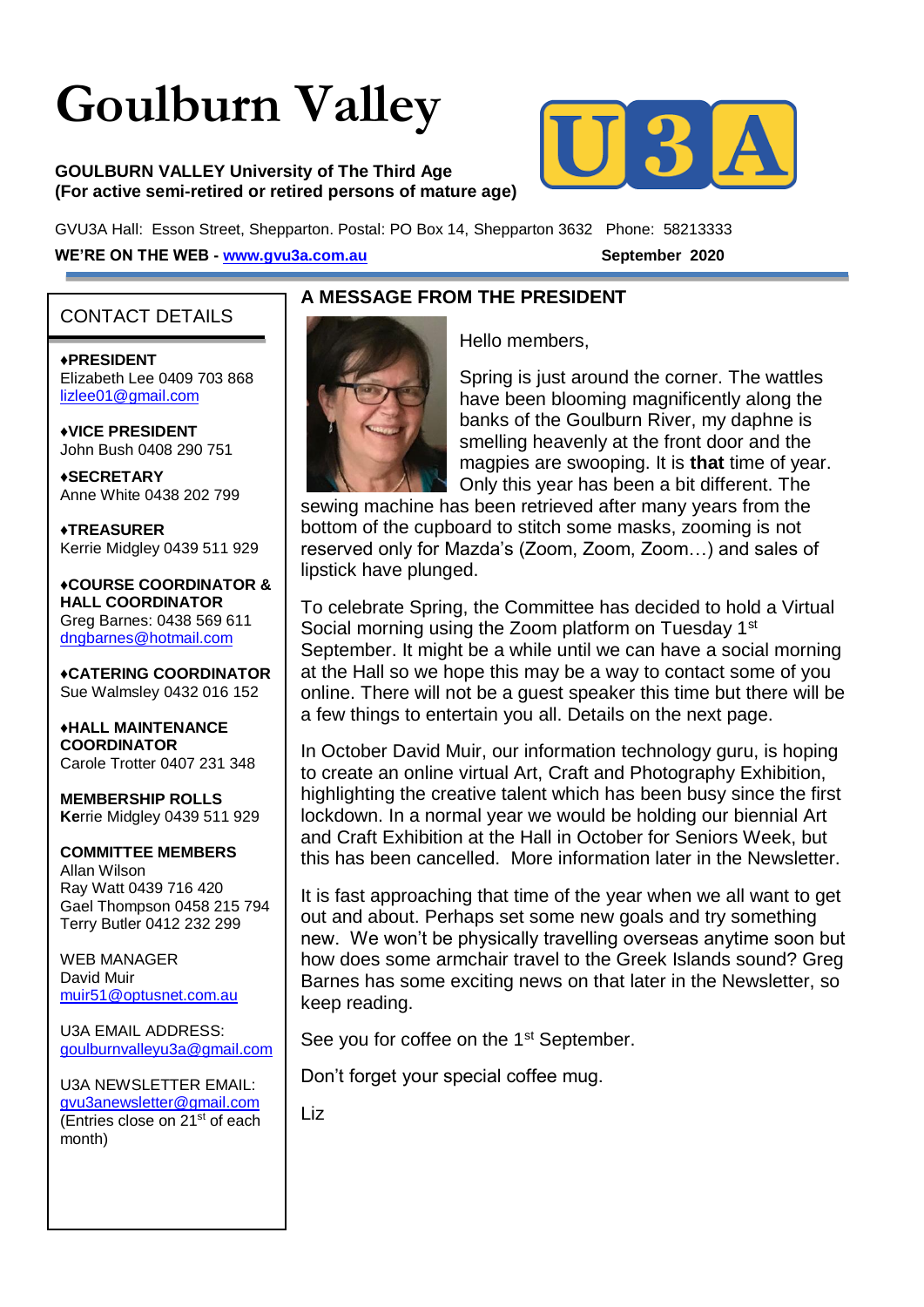# Goulburn Valley

**GOULBURN VALLEY University of The Third Age**
**(For active semi-retired or retired persons of mature age)**

GVU3A Hall: Esson Street, Shepparton. Postal: PO Box 14, Shepparton 3632 Phone: 58213333

**WE'RE ON THE WEB - [www.gvu3a.com.au](http://www.gvu3a.com.au)** **September 2020**

## CONTACT DETAILS

**♦PRESIDENT**
Elizabeth Lee 0409 703 868
lizlee01@gmail.com

**♦VICE PRESIDENT**
John Bush 0408 290 751

**♦SECRETARY**
Anne White 0438 202 799

**♦TREASURER**
Kerrie Midgley 0439 511 929

**♦COURSE COORDINATOR & HALL COORDINATOR**
Greg Barnes: 0438 569 611
dngbarnes@hotmail.com

**♦CATERING COORDINATOR**
Sue Walmsley 0432 016 152

**♦HALL MAINTENANCE COORDINATOR**
Carole Trotter 0407 231 348

**MEMBERSHIP ROLLS**
Kerrie Midgley 0439 511 929

**COMMITTEE MEMBERS**
Allan Wilson
Ray Watt 0439 716 420
Gael Thompson 0458 215 794
Terry Butler 0412 232 299

WEB MANAGER
David Muir
muir51@optusnet.com.au

U3A EMAIL ADDRESS:
goulburnvalleyu3a@gmail.com

U3A NEWSLETTER EMAIL:
gvu3anewsletter@gmail.com
(Entries close on 21st of each month)

## A MESSAGE FROM THE PRESIDENT

Hello members,

Spring is just around the corner. The wattles have been blooming magnificently along the banks of the Goulburn River, my daphne is smelling heavenly at the front door and the magpies are swooping. It is **that** time of year. Only this year has been a bit different. The sewing machine has been retrieved after many years from the bottom of the cupboard to stitch some masks, zooming is not reserved only for Mazda's (Zoom, Zoom, Zoom…) and sales of lipstick have plunged.

To celebrate Spring, the Committee has decided to hold a Virtual Social morning using the Zoom platform on Tuesday 1st September. It might be a while until we can have a social morning at the Hall so we hope this may be a way to contact some of you online. There will not be a guest speaker this time but there will be a few things to entertain you all. Details on the next page.

In October David Muir, our information technology guru, is hoping to create an online virtual Art, Craft and Photography Exhibition, highlighting the creative talent which has been busy since the first lockdown. In a normal year we would be holding our biennial Art and Craft Exhibition at the Hall in October for Seniors Week, but this has been cancelled. More information later in the Newsletter.

It is fast approaching that time of the year when we all want to get out and about. Perhaps set some new goals and try something new. We won't be physically travelling overseas anytime soon but how does some armchair travel to the Greek Islands sound? Greg Barnes has some exciting news on that later in the Newsletter, so keep reading.

See you for coffee on the 1st September.

Don't forget your special coffee mug.

Liz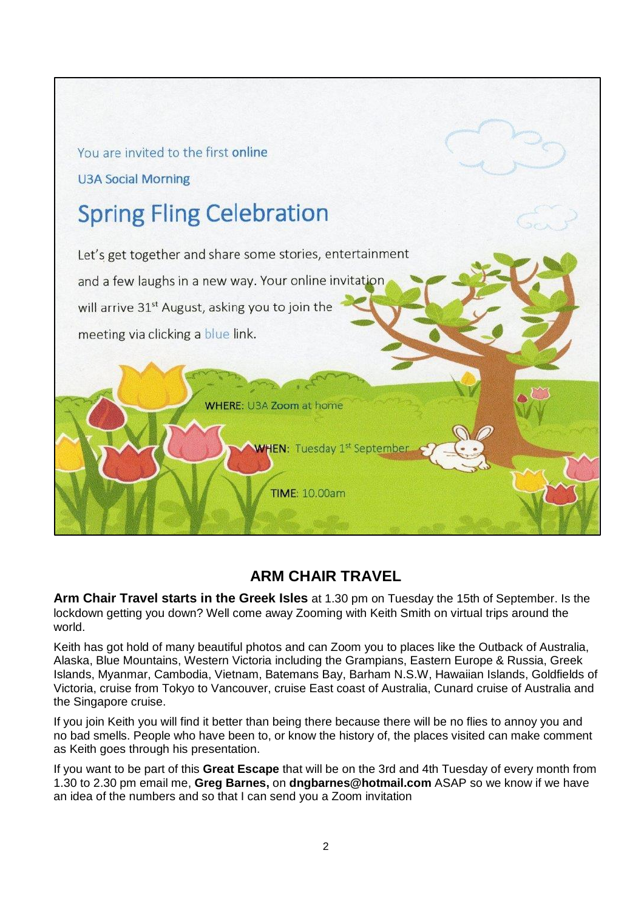You are invited to the first **online**

U3A Social Morning

## Spring Fling Celebration

Let's get together and share some stories, entertainment and a few laughs in a new way. Your online invitation will arrive 31st August, asking you to join the meeting via clicking a blue link.

**WHERE:** U3A **Zoom** at home

**WHEN:** Tuesday 1st September

**TIME:** 10.00am

## ARM CHAIR TRAVEL

**Arm Chair Travel starts in the Greek Isles** at 1.30 pm on Tuesday the 15th of September. Is the lockdown getting you down? Well come away Zooming with Keith Smith on virtual trips around the world.

Keith has got hold of many beautiful photos and can Zoom you to places like the Outback of Australia, Alaska, Blue Mountains, Western Victoria including the Grampians, Eastern Europe & Russia, Greek Islands, Myanmar, Cambodia, Vietnam, Batemans Bay, Barham N.S.W, Hawaiian Islands, Goldfields of Victoria, cruise from Tokyo to Vancouver, cruise East coast of Australia, Cunard cruise of Australia and the Singapore cruise.

If you join Keith you will find it better than being there because there will be no flies to annoy you and no bad smells. People who have been to, or know the history of, the places visited can make comment as Keith goes through his presentation.

If you want to be part of this **Great Escape** that will be on the 3rd and 4th Tuesday of every month from 1.30 to 2.30 pm email me, **Greg Barnes,** on **dngbarnes@hotmail.com** ASAP so we know if we have an idea of the numbers and so that I can send you a Zoom invitation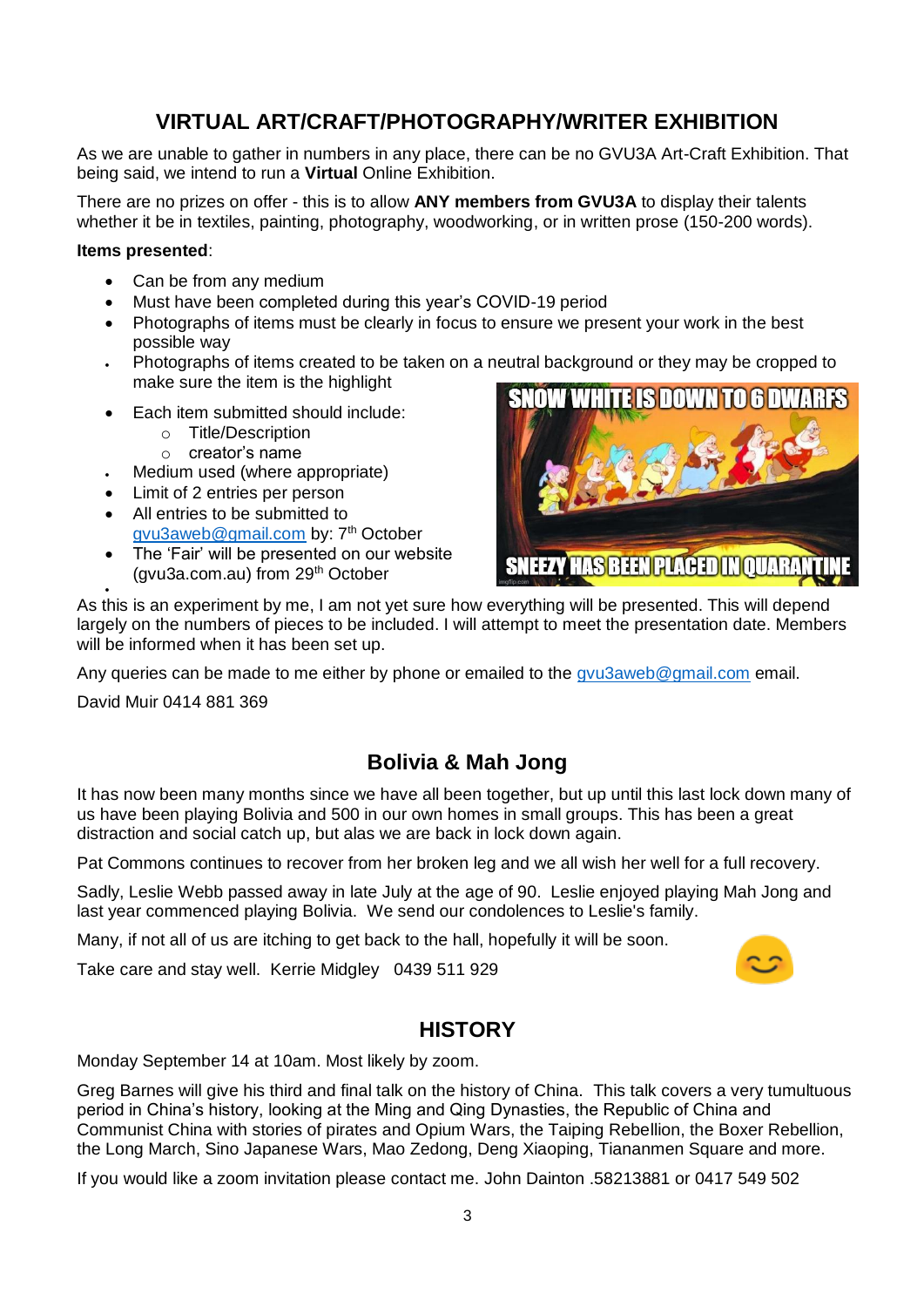## VIRTUAL ART/CRAFT/PHOTOGRAPHY/WRITER EXHIBITION

As we are unable to gather in numbers in any place, there can be no GVU3A Art-Craft Exhibition. That being said, we intend to run a **Virtual** Online Exhibition.

There are no prizes on offer - this is to allow **ANY members from GVU3A** to display their talents whether it be in textiles, painting, photography, woodworking, or in written prose (150-200 words).

**Items presented**:

- Can be from any medium
- Must have been completed during this year's COVID-19 period
- Photographs of items must be clearly in focus to ensure we present your work in the best possible way
- Photographs of items created to be taken on a neutral background or they may be cropped to make sure the item is the highlight
- Each item submitted should include:
    - Title/Description
    - creator's name
- Medium used (where appropriate)
- Limit of 2 entries per person
- All entries to be submitted to gvu3aweb@gmail.com by: 7th October
- The 'Fair' will be presented on our website (gvu3a.com.au) from 29th October

As this is an experiment by me, I am not yet sure how everything will be presented. This will depend largely on the numbers of pieces to be included. I will attempt to meet the presentation date. Members will be informed when it has been set up.

Any queries can be made to me either by phone or emailed to the gvu3aweb@gmail.com email.

David Muir 0414 881 369

## Bolivia & Mah Jong

It has now been many months since we have all been together, but up until this last lock down many of us have been playing Bolivia and 500 in our own homes in small groups. This has been a great distraction and social catch up, but alas we are back in lock down again.

Pat Commons continues to recover from her broken leg and we all wish her well for a full recovery.

Sadly, Leslie Webb passed away in late July at the age of 90. Leslie enjoyed playing Mah Jong and last year commenced playing Bolivia. We send our condolences to Leslie's family.

Many, if not all of us are itching to get back to the hall, hopefully it will be soon.

Take care and stay well. Kerrie Midgley 0439 511 929

## HISTORY

Monday September 14 at 10am. Most likely by zoom.

Greg Barnes will give his third and final talk on the history of China. This talk covers a very tumultuous period in China's history, looking at the Ming and Qing Dynasties, the Republic of China and Communist China with stories of pirates and Opium Wars, the Taiping Rebellion, the Boxer Rebellion, the Long March, Sino Japanese Wars, Mao Zedong, Deng Xiaoping, Tiananmen Square and more.

If you would like a zoom invitation please contact me. John Dainton .58213881 or 0417 549 502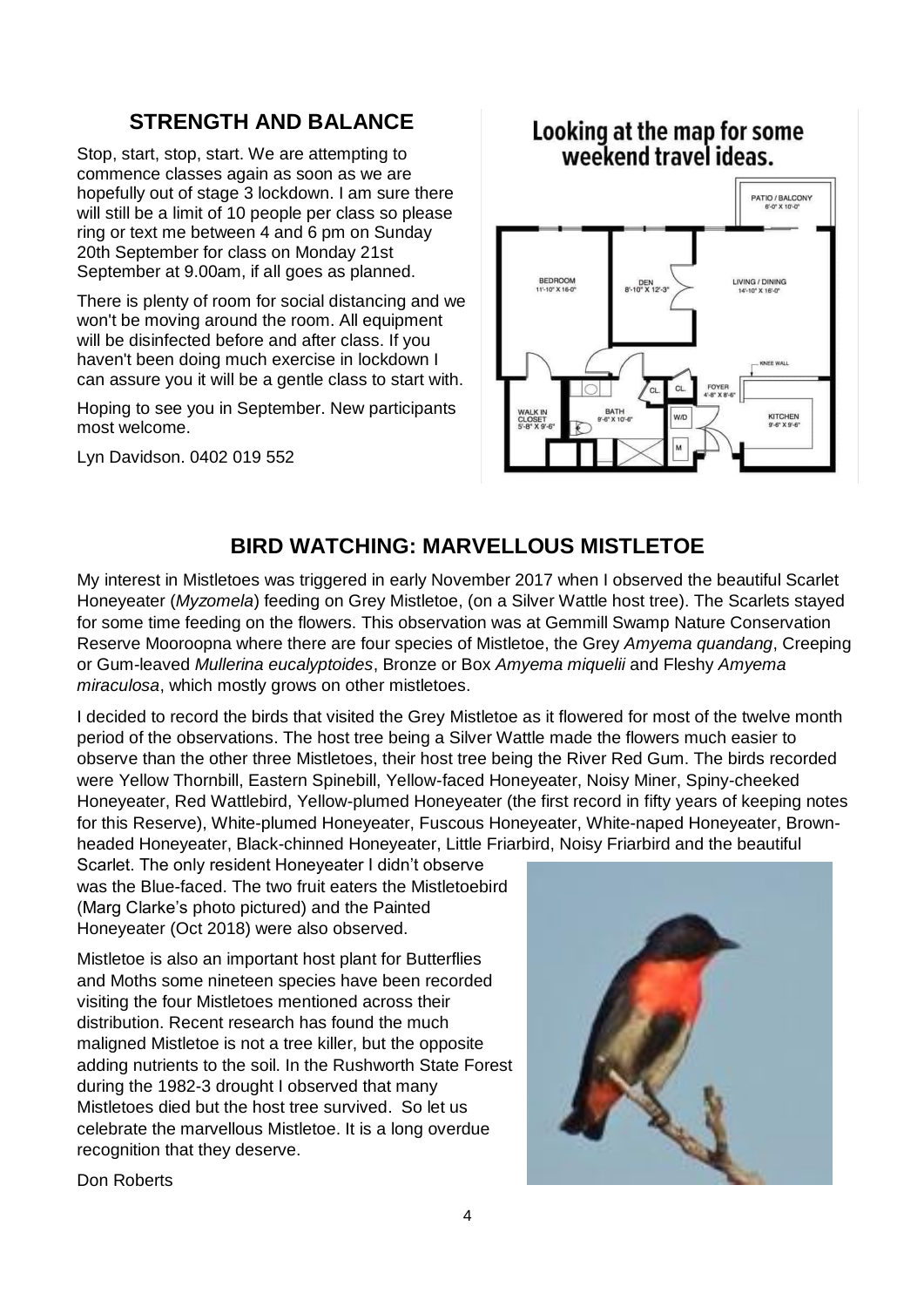## STRENGTH AND BALANCE

Stop, start, stop, start. We are attempting to commence classes again as soon as we are hopefully out of stage 3 lockdown. I am sure there will still be a limit of 10 people per class so please ring or text me between 4 and 6 pm on Sunday 20th September for class on Monday 21st September at 9.00am, if all goes as planned.

There is plenty of room for social distancing and we won't be moving around the room. All equipment will be disinfected before and after class. If you haven't been doing much exercise in lockdown I can assure you it will be a gentle class to start with.

Hoping to see you in September. New participants most welcome.

Lyn Davidson. 0402 019 552

**Looking at the map for some weekend travel ideas.**

## BIRD WATCHING: MARVELLOUS MISTLETOE

My interest in Mistletoes was triggered in early November 2017 when I observed the beautiful Scarlet Honeyeater (*Myzomela*) feeding on Grey Mistletoe, (on a Silver Wattle host tree). The Scarlets stayed for some time feeding on the flowers. This observation was at Gemmill Swamp Nature Conservation Reserve Mooroopna where there are four species of Mistletoe, the Grey *Amyema quandang*, Creeping or Gum-leaved *Mullerina eucalyptoides*, Bronze or Box *Amyema miquelii* and Fleshy *Amyema miraculosa*, which mostly grows on other mistletoes.

I decided to record the birds that visited the Grey Mistletoe as it flowered for most of the twelve month period of the observations. The host tree being a Silver Wattle made the flowers much easier to observe than the other three Mistletoes, their host tree being the River Red Gum. The birds recorded were Yellow Thornbill, Eastern Spinebill, Yellow-faced Honeyeater, Noisy Miner, Spiny-cheeked Honeyeater, Red Wattlebird, Yellow-plumed Honeyeater (the first record in fifty years of keeping notes for this Reserve), White-plumed Honeyeater, Fuscous Honeyeater, White-naped Honeyeater, Brown-headed Honeyeater, Black-chinned Honeyeater, Little Friarbird, Noisy Friarbird and the beautiful Scarlet. The only resident Honeyeater I didn't observe was the Blue-faced. The two fruit eaters the Mistletoebird (Marg Clarke's photo pictured) and the Painted Honeyeater (Oct 2018) were also observed.

Mistletoe is also an important host plant for Butterflies and Moths some nineteen species have been recorded visiting the four Mistletoes mentioned across their distribution. Recent research has found the much maligned Mistletoe is not a tree killer, but the opposite adding nutrients to the soil. In the Rushworth State Forest during the 1982-3 drought I observed that many Mistletoes died but the host tree survived. So let us celebrate the marvellous Mistletoe. It is a long overdue recognition that they deserve.

Don Roberts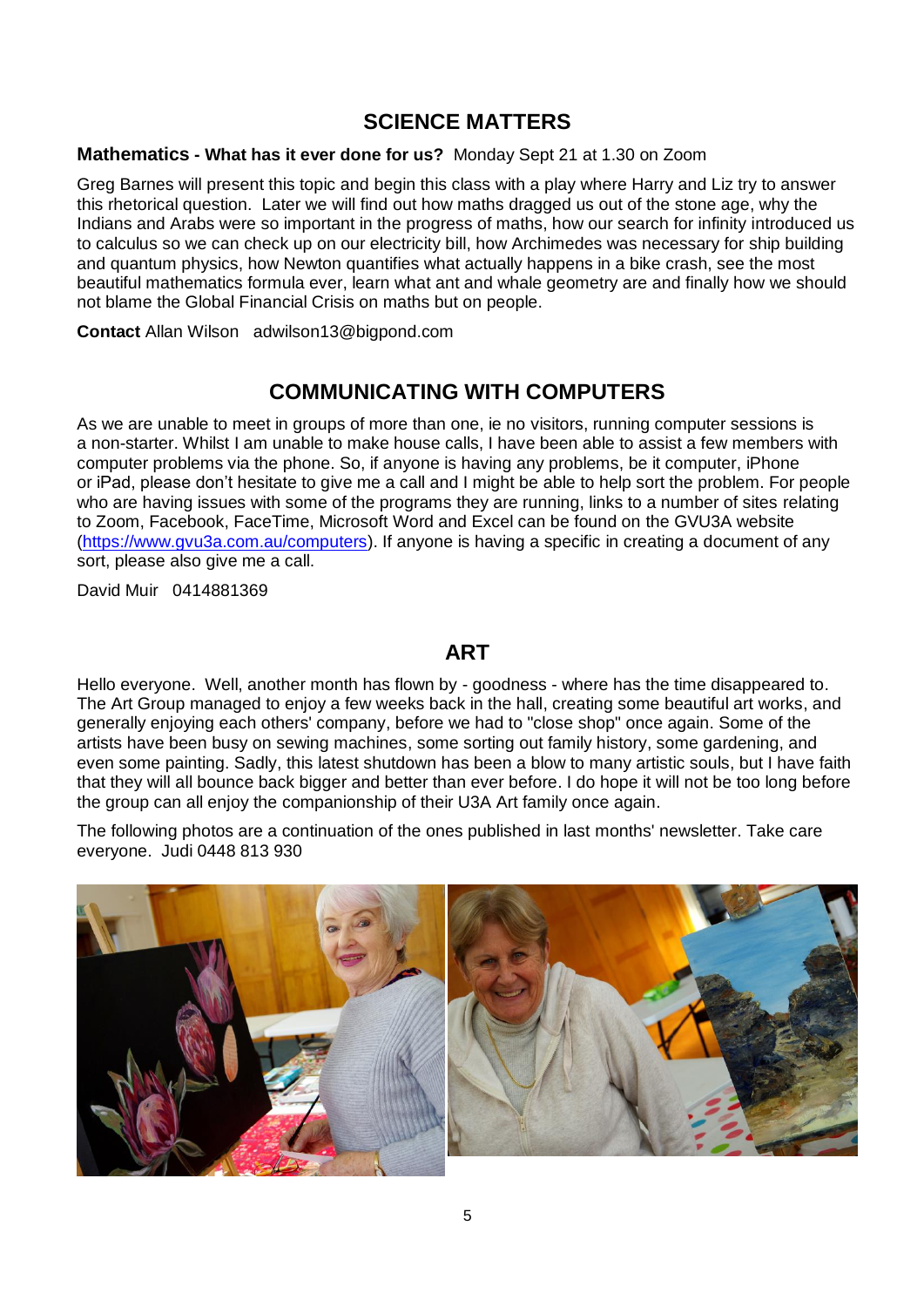## SCIENCE MATTERS

**Mathematics - What has it ever done for us?** Monday Sept 21 at 1.30 on Zoom

Greg Barnes will present this topic and begin this class with a play where Harry and Liz try to answer this rhetorical question. Later we will find out how maths dragged us out of the stone age, why the Indians and Arabs were so important in the progress of maths, how our search for infinity introduced us to calculus so we can check up on our electricity bill, how Archimedes was necessary for ship building and quantum physics, how Newton quantifies what actually happens in a bike crash, see the most beautiful mathematics formula ever, learn what ant and whale geometry are and finally how we should not blame the Global Financial Crisis on maths but on people.

**Contact** Allan Wilson adwilson13@bigpond.com

## COMMUNICATING WITH COMPUTERS

As we are unable to meet in groups of more than one, ie no visitors, running computer sessions is a non-starter. Whilst I am unable to make house calls, I have been able to assist a few members with computer problems via the phone. So, if anyone is having any problems, be it computer, iPhone or iPad, please don't hesitate to give me a call and I might be able to help sort the problem. For people who are having issues with some of the programs they are running, links to a number of sites relating to Zoom, Facebook, FaceTime, Microsoft Word and Excel can be found on the GVU3A website (https://www.gvu3a.com.au/computers). If anyone is having a specific in creating a document of any sort, please also give me a call.

David Muir 0414881369

## ART

Hello everyone. Well, another month has flown by - goodness - where has the time disappeared to. The Art Group managed to enjoy a few weeks back in the hall, creating some beautiful art works, and generally enjoying each others' company, before we had to "close shop" once again. Some of the artists have been busy on sewing machines, some sorting out family history, some gardening, and even some painting. Sadly, this latest shutdown has been a blow to many artistic souls, but I have faith that they will all bounce back bigger and better than ever before. I do hope it will not be too long before the group can all enjoy the companionship of their U3A Art family once again.

The following photos are a continuation of the ones published in last months' newsletter. Take care everyone. Judi 0448 813 930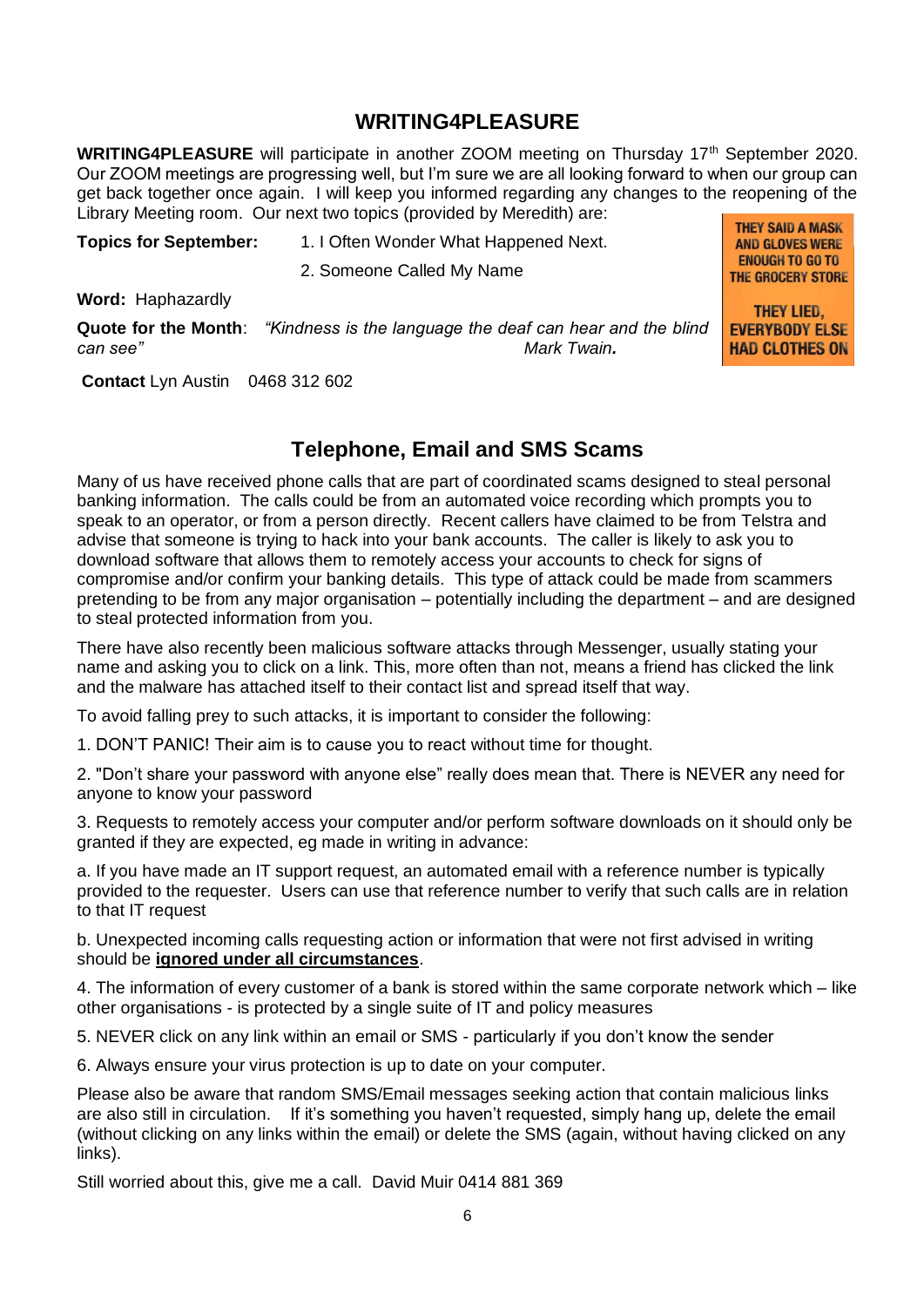## WRITING4PLEASURE

**WRITING4PLEASURE** will participate in another ZOOM meeting on Thursday 17th September 2020. Our ZOOM meetings are progressing well, but I'm sure we are all looking forward to when our group can get back together once again. I will keep you informed regarding any changes to the reopening of the Library Meeting room. Our next two topics (provided by Meredith) are:

**Topics for September:** 1. I Often Wonder What Happened Next.

2. Someone Called My Name

**Word:** Haphazardly

**Quote for the Month**: *"Kindness is the language the deaf can hear and the blind can see"* *Mark Twain.*

THEY SAID A MASK AND GLOVES WERE ENOUGH TO GO TO THE GROCERY STORE

THEY LIED, EVERYBODY ELSE HAD CLOTHES ON

**Contact** Lyn Austin 0468 312 602

## Telephone, Email and SMS Scams

Many of us have received phone calls that are part of coordinated scams designed to steal personal banking information. The calls could be from an automated voice recording which prompts you to speak to an operator, or from a person directly. Recent callers have claimed to be from Telstra and advise that someone is trying to hack into your bank accounts. The caller is likely to ask you to download software that allows them to remotely access your accounts to check for signs of compromise and/or confirm your banking details. This type of attack could be made from scammers pretending to be from any major organisation – potentially including the department – and are designed to steal protected information from you.

There have also recently been malicious software attacks through Messenger, usually stating your name and asking you to click on a link. This, more often than not, means a friend has clicked the link and the malware has attached itself to their contact list and spread itself that way.

To avoid falling prey to such attacks, it is important to consider the following:

1. DON'T PANIC! Their aim is to cause you to react without time for thought.

2. "Don't share your password with anyone else" really does mean that. There is NEVER any need for anyone to know your password

3. Requests to remotely access your computer and/or perform software downloads on it should only be granted if they are expected, eg made in writing in advance:

a. If you have made an IT support request, an automated email with a reference number is typically provided to the requester. Users can use that reference number to verify that such calls are in relation to that IT request

b. Unexpected incoming calls requesting action or information that were not first advised in writing should be **ignored under all circumstances**.

4. The information of every customer of a bank is stored within the same corporate network which – like other organisations - is protected by a single suite of IT and policy measures

5. NEVER click on any link within an email or SMS - particularly if you don't know the sender

6. Always ensure your virus protection is up to date on your computer.

Please also be aware that random SMS/Email messages seeking action that contain malicious links are also still in circulation. If it's something you haven't requested, simply hang up, delete the email (without clicking on any links within the email) or delete the SMS (again, without having clicked on any links).

Still worried about this, give me a call. David Muir 0414 881 369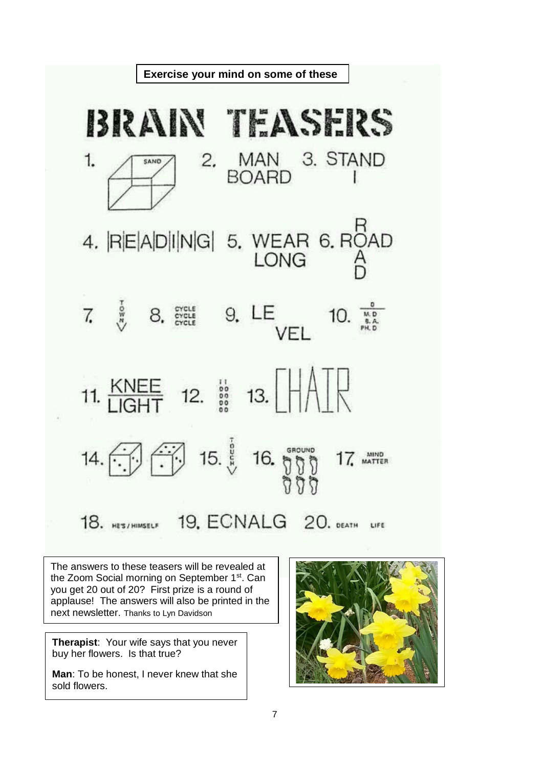**Exercise your mind on some of these**

# BRAIN TEASERS

1. SAND

2. MAN
BOARD

3. STAND
I

4. |R|E|A|D|I|N|G|

5. WEAR
LONG

6. R
ROAD
A
D

7. T O W N (arrow down)

8. CYCLE CYCLE CYCLE

9. LE
VEL

10. 0 / M.D. B.A. PH.D

11. KNEE / LIGHT

12. I I O O O O O O O O

13. CHAIR

14.

15. T O U C H (arrow down)

16. GROUND

17. MIND MATTER

18. HE'S / HIMSELF

19. ECNALG

20. DEATH LIFE

The answers to these teasers will be revealed at the Zoom Social morning on September 1st. Can you get 20 out of 20? First prize is a round of applause! The answers will also be printed in the next newsletter. Thanks to Lyn Davidson

**Therapist**: Your wife says that you never buy her flowers. Is that true?

**Man**: To be honest, I never knew that she sold flowers.